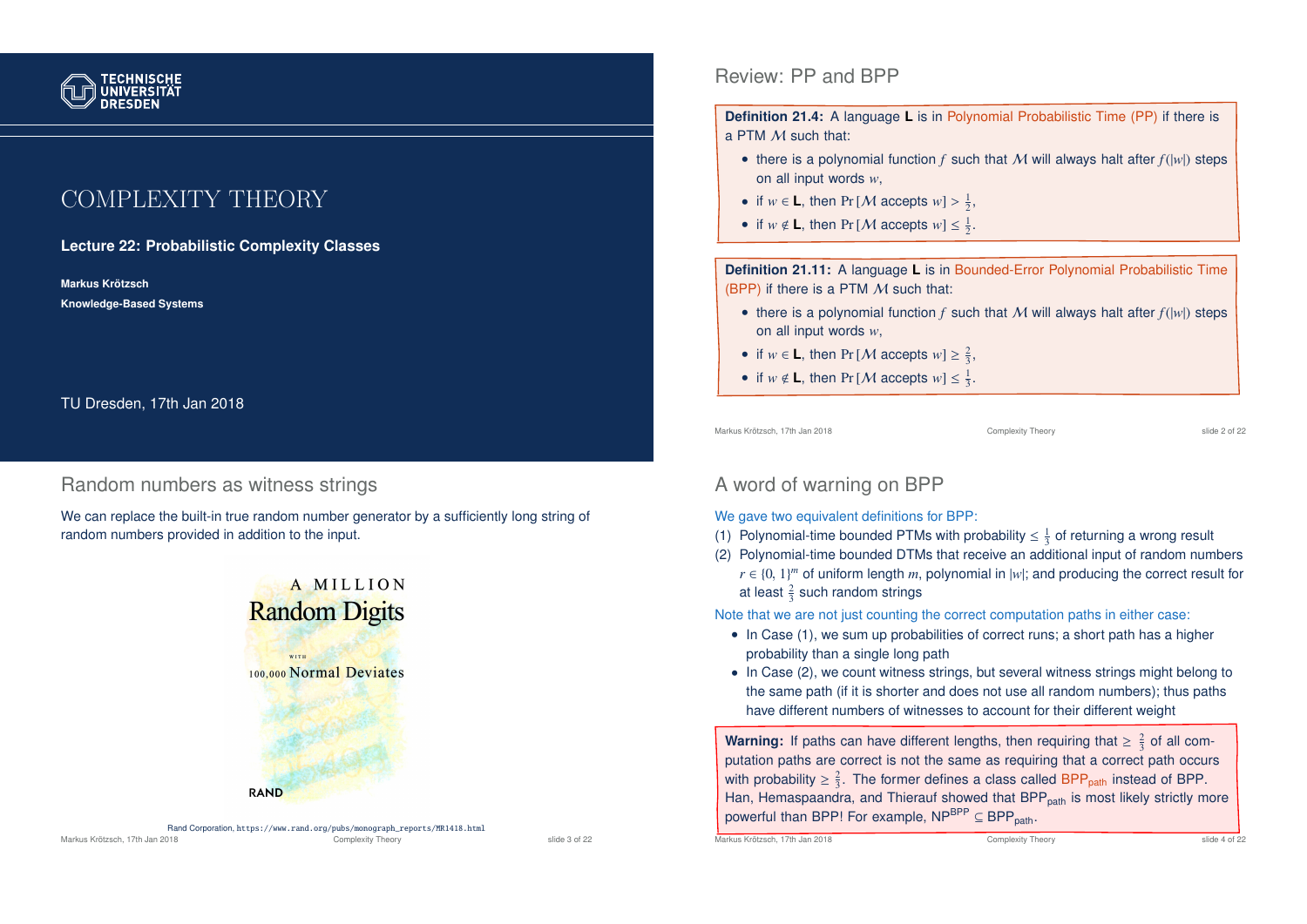# COMPLEXITY THEORY

**Lecture 22: Probabilistic Complexity Classes**

**Markus Krötzsch**

**Knowledge-Based Systems**

TU Dresden, 17th Jan 2018

## Review: PP and BPP

**Definition 21.4:** A language **L** is in Polynomial Probabilistic Time (PP) if there is a PTM $\mathcal{M}$ such that:

- there is a polynomial function $f$ such that $\mathcal{M}$ will always halt after $f(|w|)$ steps on all input words $w$,
- if $w \in \mathbf{L}$, then $\Pr[\mathcal{M} \text{ accepts } w] > \frac{1}{2}$,
- if $w \notin \mathbf{L}$, then $\Pr[\mathcal{M} \text{ accepts } w] \leq \frac{1}{2}$.

**Definition 21.11:** A language **L** is in Bounded-Error Polynomial Probabilistic Time (BPP) if there is a PTM $\mathcal{M}$ such that:

- there is a polynomial function $f$ such that $\mathcal{M}$ will always halt after $f(|w|)$ steps on all input words $w$,
- if $w \in \mathbf{L}$, then $\Pr[\mathcal{M} \text{ accepts } w] \geq \frac{2}{3}$,
- if $w \notin \mathbf{L}$, then $\Pr[\mathcal{M} \text{ accepts } w] \leq \frac{1}{3}$.

## Random numbers as witness strings

We can replace the built-in true random number generator by a sufficiently long string of random numbers provided in addition to the input.

Rand Corporation, https://www.rand.org/pubs/monograph_reports/MR1418.html

## A word of warning on BPP

We gave two equivalent definitions for BPP:

(1) Polynomial-time bounded PTMs with probability $\leq \frac{1}{3}$ of returning a wrong result

(2) Polynomial-time bounded DTMs that receive an additional input of random numbers $r \in \{0, 1\}^m$ of uniform length $m$, polynomial in $|w|$; and producing the correct result for at least $\frac{2}{3}$ such random strings

Note that we are not just counting the correct computation paths in either case:

- In Case (1), we sum up probabilities of correct runs; a short path has a higher probability than a single long path
- In Case (2), we count witness strings, but several witness strings might belong to the same path (if it is shorter and does not use all random numbers); thus paths have different numbers of witnesses to account for their different weight

**Warning:** If paths can have different lengths, then requiring that $\geq \frac{2}{3}$ of all computation paths are correct is not the same as requiring that a correct path occurs with probability $\geq \frac{2}{3}$. The former defines a class called $\text{BPP}_{\text{path}}$ instead of BPP. Han, Hemaspaandra, and Thierauf showed that $\text{BPP}_{\text{path}}$ is most likely strictly more powerful than BPP! For example, $\text{NP}^{\text{BPP}} \subseteq \text{BPP}_{\text{path}}$.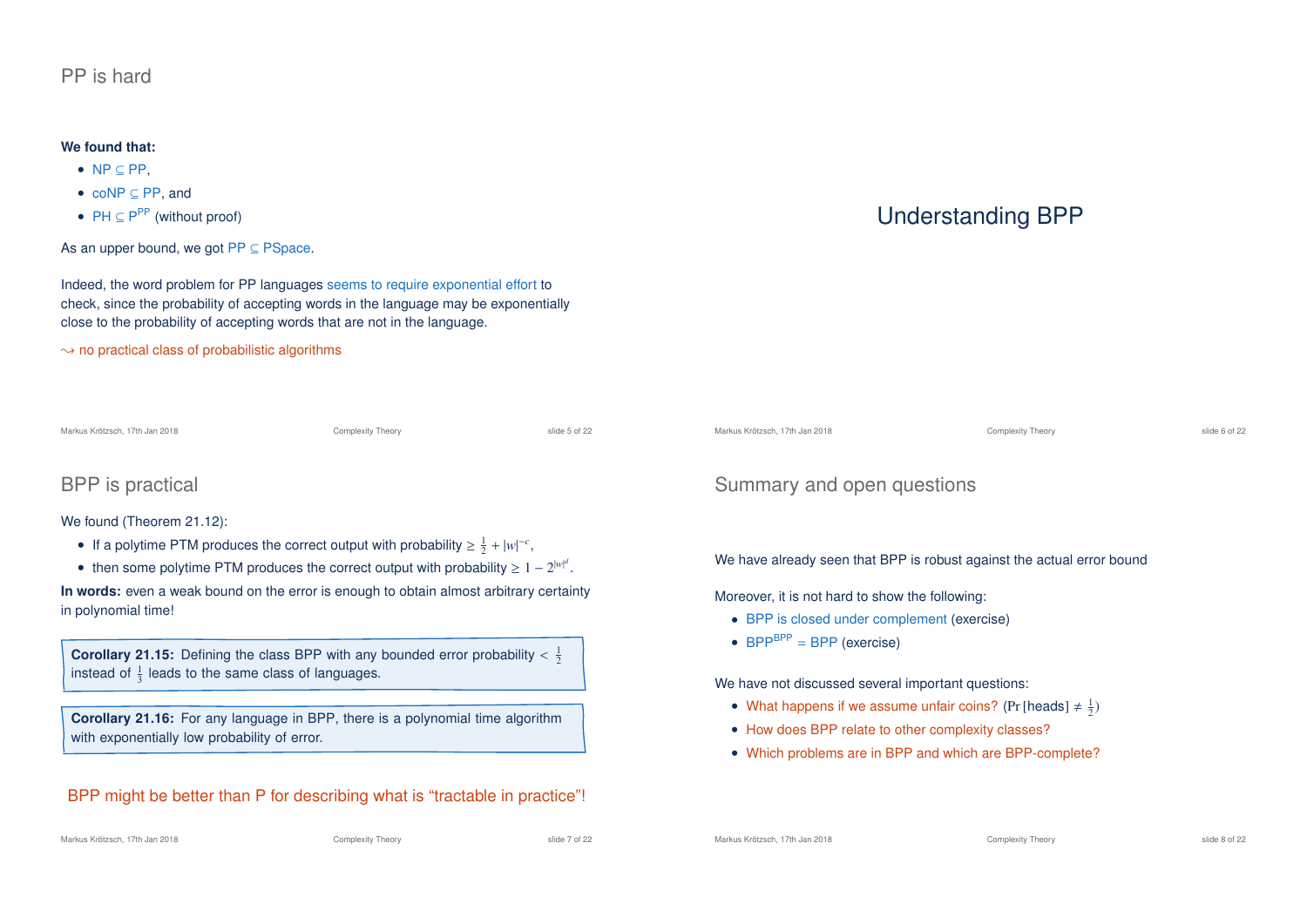## PP is hard

**We found that:**

- NP ⊆ PP,
- coNP ⊆ PP, and
- PH ⊆ $\mathrm{P}^{\mathrm{PP}}$ (without proof)

As an upper bound, we got PP ⊆ PSpace.

Indeed, the word problem for PP languages seems to require exponential effort to check, since the probability of accepting words in the language may be exponentially close to the probability of accepting words that are not in the language.

$\leadsto$ no practical class of probabilistic algorithms

# Understanding BPP

## BPP is practical

We found (Theorem 21.12):

- If a polytime PTM produces the correct output with probability $\geq \frac{1}{2} + |w|^{-c}$,
- then some polytime PTM produces the correct output with probability $\geq 1 - 2^{|w|^d}$.

**In words:** even a weak bound on the error is enough to obtain almost arbitrary certainty in polynomial time!

**Corollary 21.15:** Defining the class BPP with any bounded error probability $< \frac{1}{2}$ instead of $\frac{1}{3}$ leads to the same class of languages.

**Corollary 21.16:** For any language in BPP, there is a polynomial time algorithm with exponentially low probability of error.

BPP might be better than P for describing what is "tractable in practice"!

## Summary and open questions

We have already seen that BPP is robust against the actual error bound

Moreover, it is not hard to show the following:

- BPP is closed under complement (exercise)
- $\mathrm{BPP}^{\mathrm{BPP}} = \mathrm{BPP}$ (exercise)

We have not discussed several important questions:

- What happens if we assume unfair coins? ($\Pr[\text{heads}] \neq \frac{1}{2}$)
- How does BPP relate to other complexity classes?
- Which problems are in BPP and which are BPP-complete?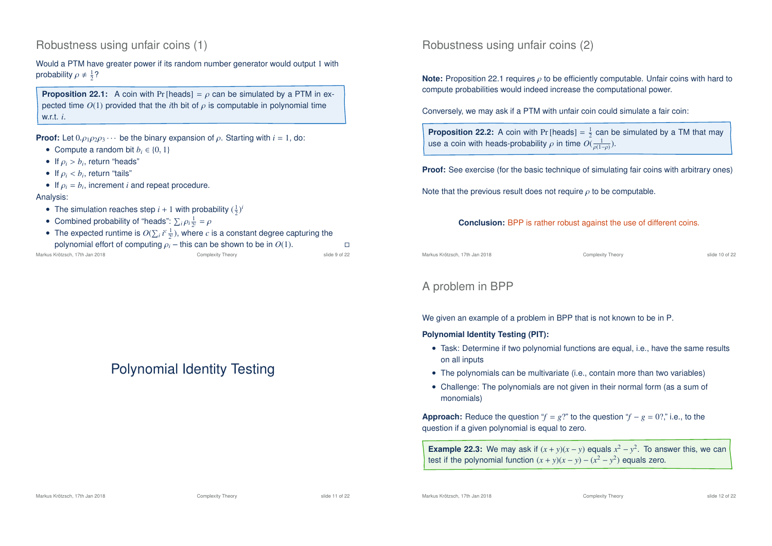## Robustness using unfair coins (1)

Would a PTM have greater power if its random number generator would output 1 with probability $\rho \neq \frac{1}{2}$?

**Proposition 22.1:** A coin with $\Pr[\text{heads}] = \rho$ can be simulated by a PTM in expected time $O(1)$ provided that the $i$th bit of $\rho$ is computable in polynomial time w.r.t. $i$.

**Proof:** Let $0.\rho_1\rho_2\rho_3\cdots$ be the binary expansion of $\rho$. Starting with $i = 1$, do:

- Compute a random bit $b_i \in \{0, 1\}$
- If $\rho_i > b_i$, return "heads"
- If $\rho_i < b_i$, return "tails"
- If $\rho_i = b_i$, increment $i$ and repeat procedure.

Analysis:

- The simulation reaches step $i + 1$ with probability $(\frac{1}{2})^i$
- Combined probability of "heads": $\sum_i \rho_i \frac{1}{2^i} = \rho$
- The expected runtime is $O(\sum_i i^c \frac{1}{2^i})$, where $c$ is a constant degree capturing the polynomial effort of computing $\rho_i$ – this can be shown to be in $O(1)$. □

## Robustness using unfair coins (2)

**Note:** Proposition 22.1 requires $\rho$ to be efficiently computable. Unfair coins with hard to compute probabilities would indeed increase the computational power.

Conversely, we may ask if a PTM with unfair coin could simulate a fair coin:

**Proposition 22.2:** A coin with $\Pr[\text{heads}] = \frac{1}{2}$ can be simulated by a TM that may use a coin with heads-probability $\rho$ in time $O(\frac{1}{\rho(1-\rho)})$.

**Proof:** See exercise (for the basic technique of simulating fair coins with arbitrary ones)

Note that the previous result does not require $\rho$ to be computable.

**Conclusion:** BPP is rather robust against the use of different coins.

# Polynomial Identity Testing

## A problem in BPP

We given an example of a problem in BPP that is not known to be in P.

**Polynomial Identity Testing (PIT):**

- Task: Determine if two polynomial functions are equal, i.e., have the same results on all inputs
- The polynomials can be multivariate (i.e., contain more than two variables)
- Challenge: The polynomials are not given in their normal form (as a sum of monomials)

**Approach:** Reduce the question "$f = g$?" to the question "$f - g = 0$?," i.e., to the question if a given polynomial is equal to zero.

**Example 22.3:** We may ask if $(x + y)(x - y)$ equals $x^2 - y^2$. To answer this, we can test if the polynomial function $(x + y)(x - y) - (x^2 - y^2)$ equals zero.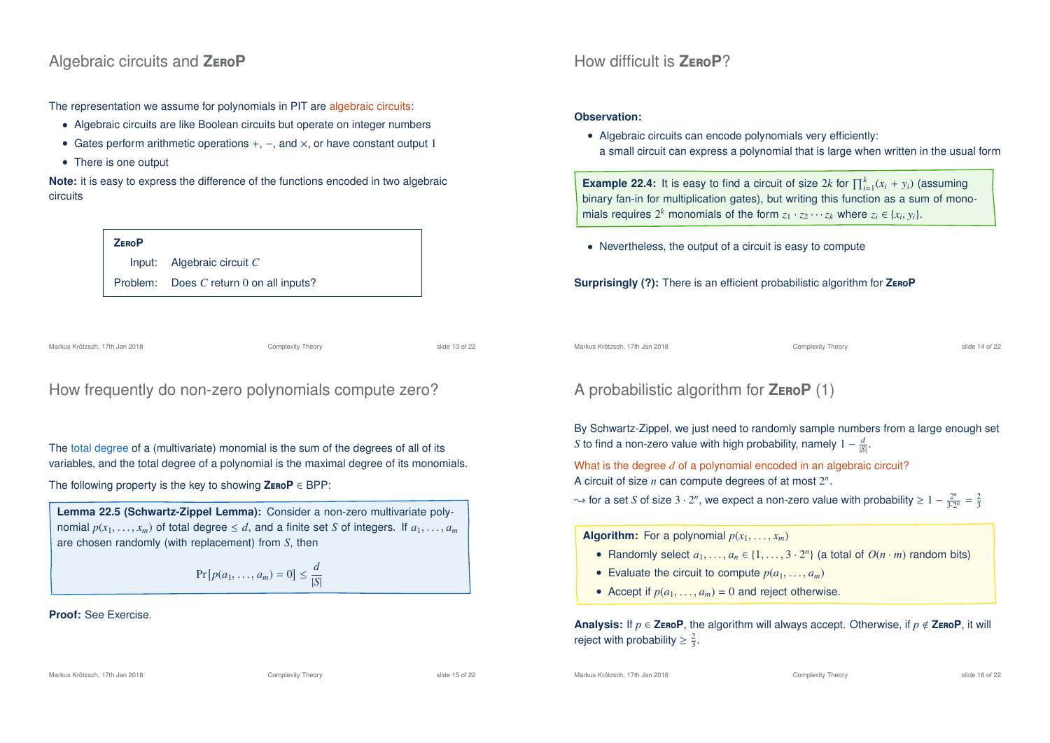## Algebraic circuits and ZeroP

The representation we assume for polynomials in PIT are algebraic circuits:

- Algebraic circuits are like Boolean circuits but operate on integer numbers
- Gates perform arithmetic operations $+$, $-$, and $\times$, or have constant output $1$
- There is one output

**Note:** it is easy to express the difference of the functions encoded in two algebraic circuits

> **ZeroP**
>
> Input: Algebraic circuit $C$
>
> Problem: Does $C$ return $0$ on all inputs?

## How difficult is ZeroP?

**Observation:**

- Algebraic circuits can encode polynomials very efficiently:
  a small circuit can express a polynomial that is large when written in the usual form

> **Example 22.4:** It is easy to find a circuit of size $2k$ for $\prod_{i=1}^{k}(x_i + y_i)$ (assuming binary fan-in for multiplication gates), but writing this function as a sum of monomials requires $2^k$ monomials of the form $z_1 \cdot z_2 \cdots z_k$ where $z_i \in \{x_i, y_i\}$.

- Nevertheless, the output of a circuit is easy to compute

**Surprisingly (?):** There is an efficient probabilistic algorithm for **ZeroP**

## How frequently do non-zero polynomials compute zero?

The total degree of a (multivariate) monomial is the sum of the degrees of all of its variables, and the total degree of a polynomial is the maximal degree of its monomials.

The following property is the key to showing **ZeroP** $\in$ BPP:

> **Lemma 22.5 (Schwartz-Zippel Lemma):** Consider a non-zero multivariate polynomial $p(x_1, \ldots, x_m)$ of total degree $\leq d$, and a finite set $S$ of integers. If $a_1, \ldots, a_m$ are chosen randomly (with replacement) from $S$, then
>
> $$\Pr[p(a_1, \ldots, a_m) = 0] \leq \frac{d}{|S|}$$

**Proof:** See Exercise.

## A probabilistic algorithm for ZeroP (1)

By Schwartz-Zippel, we just need to randomly sample numbers from a large enough set $S$ to find a non-zero value with high probability, namely $1 - \frac{d}{|S|}$.

What is the degree $d$ of a polynomial encoded in an algebraic circuit?
A circuit of size $n$ can compute degrees of at most $2^n$.
$\leadsto$ for a set $S$ of size $3 \cdot 2^n$, we expect a non-zero value with probability $\geq 1 - \frac{2^n}{3 \cdot 2^n} = \frac{2}{3}$

> **Algorithm:** For a polynomial $p(x_1, \ldots, x_m)$
>
> - Randomly select $a_1, \ldots, a_n \in \{1, \ldots, 3 \cdot 2^n\}$ (a total of $O(n \cdot m)$ random bits)
> - Evaluate the circuit to compute $p(a_1, \ldots, a_m)$
> - Accept if $p(a_1, \ldots, a_m) = 0$ and reject otherwise.

**Analysis:** If $p \in$ **ZeroP**, the algorithm will always accept. Otherwise, if $p \notin$ **ZeroP**, it will reject with probability $\geq \frac{2}{3}$.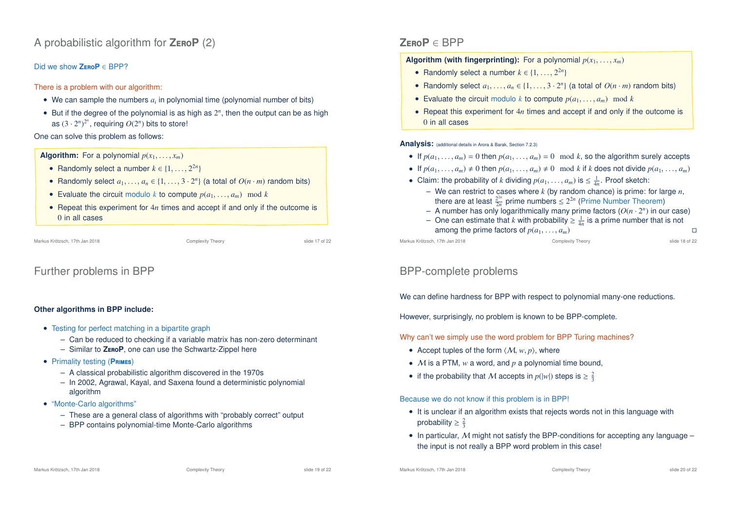# A probabilistic algorithm for **ZeroP** (2)

Did we show **ZeroP** ∈ BPP?

There is a problem with our algorithm:

- We can sample the numbers $a_i$ in polynomial time (polynomial number of bits)
- But if the degree of the polynomial is as high as $2^n$, then the output can be as high as $(3 \cdot 2^n)^{2^n}$, requiring $O(2^n)$ bits to store!

One can solve this problem as follows:

**Algorithm:** For a polynomial $p(x_1, \ldots, x_m)$

- Randomly select a number $k \in \{1, \ldots, 2^{2n}\}$
- Randomly select $a_1, \ldots, a_n \in \{1, \ldots, 3 \cdot 2^n\}$ (a total of $O(n \cdot m)$ random bits)
- Evaluate the circuit modulo $k$ to compute $p(a_1, \ldots, a_m) \mod k$
- Repeat this experiment for $4n$ times and accept if and only if the outcome is $0$ in all cases

# **ZeroP** ∈ BPP

**Algorithm (with fingerprinting):** For a polynomial $p(x_1, \ldots, x_m)$

- Randomly select a number $k \in \{1, \ldots, 2^{2n}\}$
- Randomly select $a_1, \ldots, a_n \in \{1, \ldots, 3 \cdot 2^n\}$ (a total of $O(n \cdot m)$ random bits)
- Evaluate the circuit modulo $k$ to compute $p(a_1, \ldots, a_m) \mod k$
- Repeat this experiment for $4n$ times and accept if and only if the outcome is $0$ in all cases

**Analysis:** (additional details in Arora & Barak, Section 7.2.3)

- If $p(a_1, \ldots, a_m) = 0$ then $p(a_1, \ldots, a_m) = 0 \mod k$, so the algorithm surely accepts
- If $p(a_1, \ldots, a_m) \neq 0$ then $p(a_1, \ldots, a_m) \neq 0 \mod k$ if $k$ does not divide $p(a_1, \ldots, a_m)$
- Claim: the probability of $k$ dividing $p(a_1, \ldots, a_m)$ is $\leq \frac{1}{4n}$. Proof sketch:
  - We can restrict to cases where $k$ (by random chance) is prime: for large $n$, there are at least $\frac{2^{2n}}{2n}$ prime numbers $\leq 2^{2n}$ (Prime Number Theorem)
  - A number has only logarithmically many prime factors ($O(n \cdot 2^n)$ in our case)
  - One can estimate that $k$ with probability $\geq \frac{1}{4n}$ is a prime number that is not among the prime factors of $p(a_1, \ldots, a_m)$ □

# Further problems in BPP

**Other algorithms in BPP include:**

- Testing for perfect matching in a bipartite graph
  - Can be reduced to checking if a variable matrix has non-zero determinant
  - Similar to **ZeroP**, one can use the Schwartz-Zippel here
- Primality testing (**Primes**)
  - A classical probabilistic algorithm discovered in the 1970s
  - In 2002, Agrawal, Kayal, and Saxena found a deterministic polynomial algorithm
- "Monte-Carlo algorithms"
  - These are a general class of algorithms with "probably correct" output
  - BPP contains polynomial-time Monte-Carlo algorithms

# BPP-complete problems

We can define hardness for BPP with respect to polynomial many-one reductions.

However, surprisingly, no problem is known to be BPP-complete.

Why can't we simply use the word problem for BPP Turing machines?

- Accept tuples of the form $\langle \mathcal{M}, w, p \rangle$, where
- $\mathcal{M}$ is a PTM, $w$ a word, and $p$ a polynomial time bound,
- if the probability that $\mathcal{M}$ accepts in $p(|w|)$ steps is $\geq \frac{2}{3}$

Because we do not know if this problem is in BPP!

- It is unclear if an algorithm exists that rejects words not in this language with probability $\geq \frac{2}{3}$
- In particular, $\mathcal{M}$ might not satisfy the BPP-conditions for accepting any language – the input is not really a BPP word problem in this case!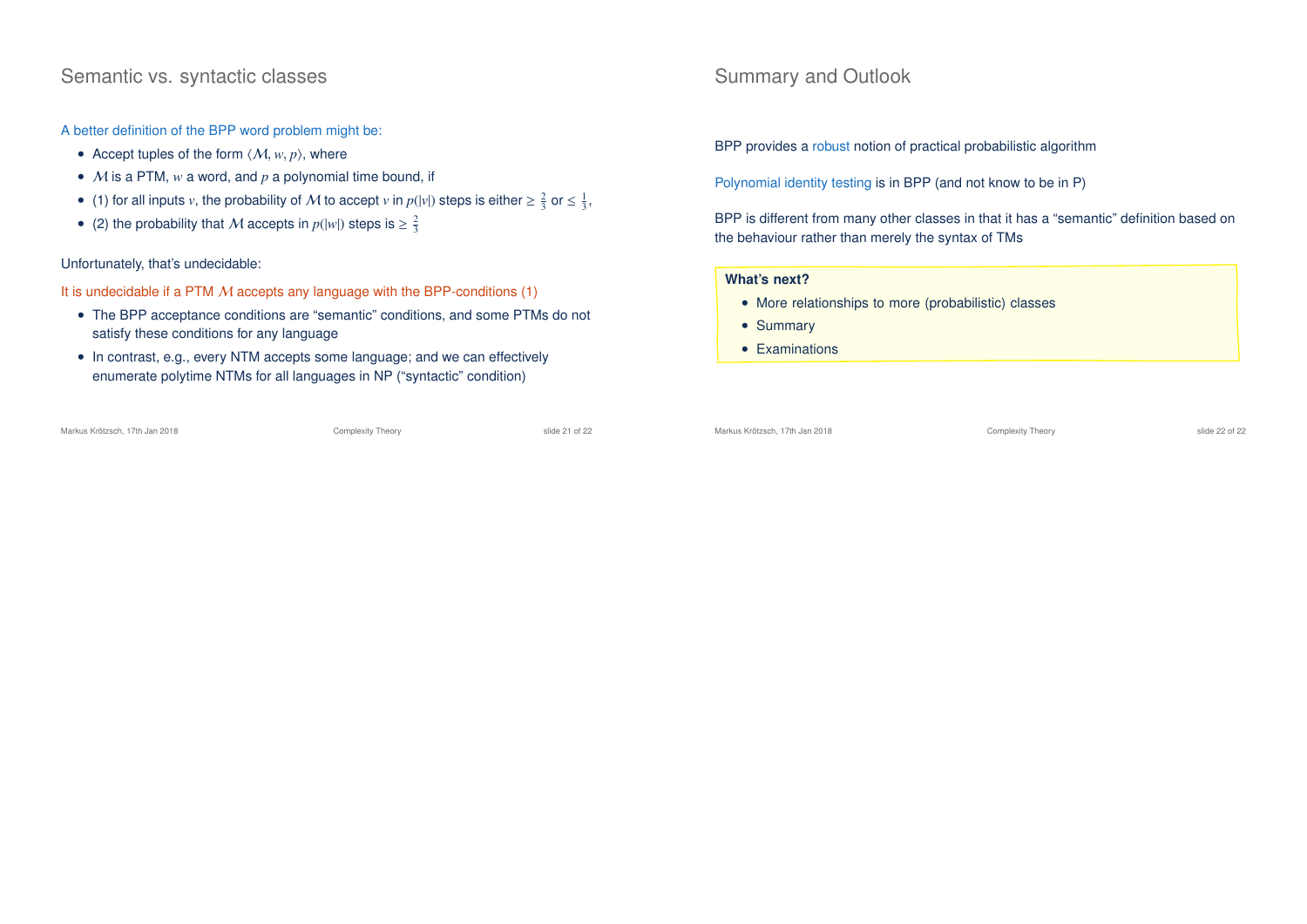## Semantic vs. syntactic classes

A better definition of the BPP word problem might be:

- Accept tuples of the form $\langle \mathcal{M}, w, p \rangle$, where
- $\mathcal{M}$ is a PTM, $w$ a word, and $p$ a polynomial time bound, if
- (1) for all inputs $v$, the probability of $\mathcal{M}$ to accept $v$ in $p(|v|)$ steps is either $\geq \frac{2}{3}$ or $\leq \frac{1}{3}$,
- (2) the probability that $\mathcal{M}$ accepts in $p(|w|)$ steps is $\geq \frac{2}{3}$

Unfortunately, that's undecidable:

It is undecidable if a PTM $\mathcal{M}$ accepts any language with the BPP-conditions (1)

- The BPP acceptance conditions are "semantic" conditions, and some PTMs do not satisfy these conditions for any language
- In contrast, e.g., every NTM accepts some language; and we can effectively enumerate polytime NTMs for all languages in NP ("syntactic" condition)

## Summary and Outlook

BPP provides a robust notion of practical probabilistic algorithm

Polynomial identity testing is in BPP (and not know to be in P)

BPP is different from many other classes in that it has a "semantic" definition based on the behaviour rather than merely the syntax of TMs

**What's next?**

- More relationships to more (probabilistic) classes
- Summary
- Examinations